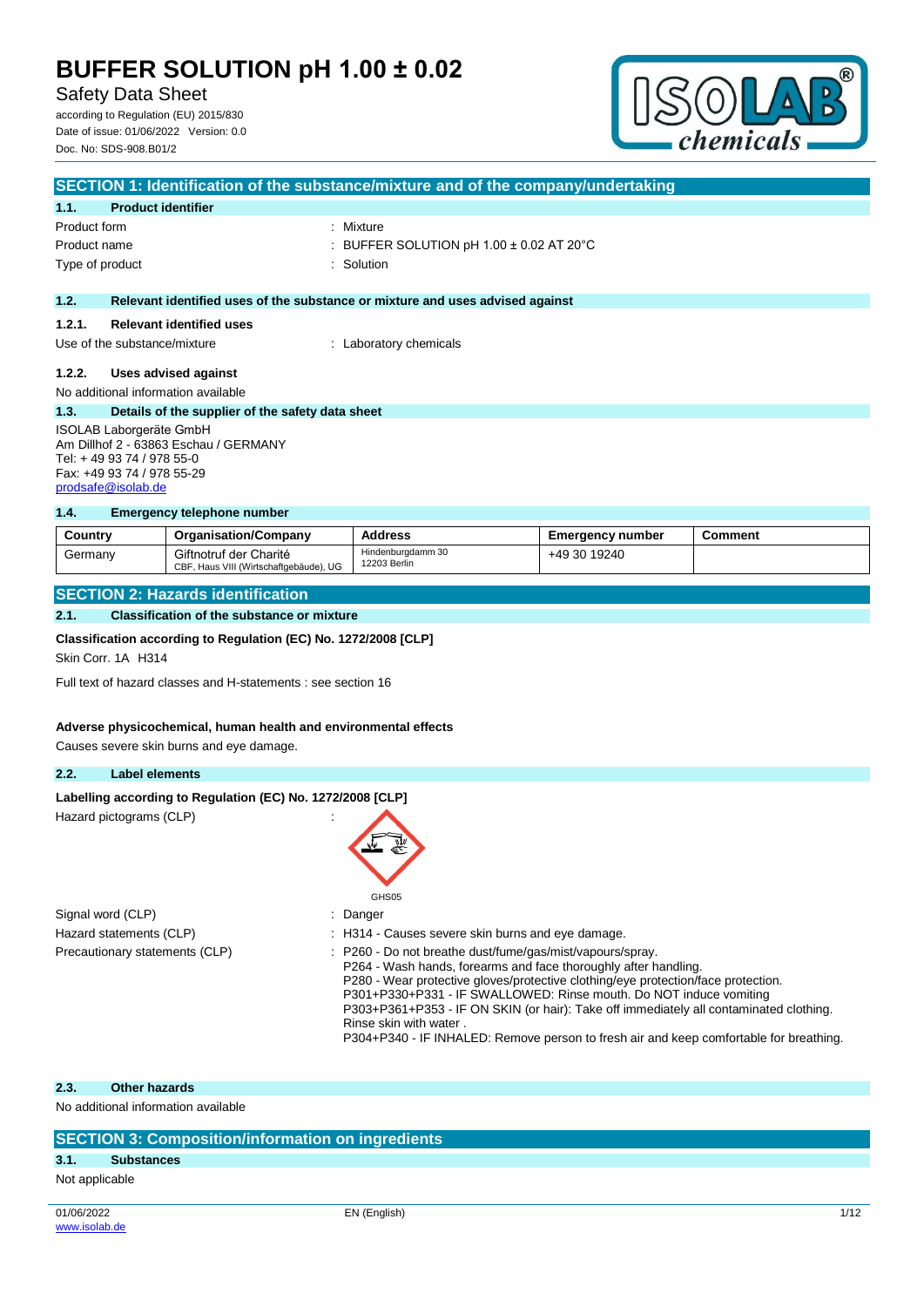# BUFFER SOLUTION pH 1.00 ± 0.02

Safety Data Sheet

according to Regulation (EU) 2015/830
Date of issue: 01/06/2022 Version: 0.0
Doc. No: SDS-908.B01/2

## SECTION 1: Identification of the substance/mixture and of the company/undertaking

### 1.1. Product identifier

Product form : Mixture
Product name : BUFFER SOLUTION pH 1.00 ± 0.02 AT 20°C
Type of product : Solution

### 1.2. Relevant identified uses of the substance or mixture and uses advised against

#### 1.2.1. Relevant identified uses

Use of the substance/mixture : Laboratory chemicals

#### 1.2.2. Uses advised against

No additional information available

### 1.3. Details of the supplier of the safety data sheet

ISOLAB Laborgeräte GmbH
Am Dillhof 2 - 63863 Eschau / GERMANY
Tel: + 49 93 74 / 978 55-0
Fax: +49 93 74 / 978 55-29
prodsafe@isolab.de

### 1.4. Emergency telephone number

| Country | Organisation/Company | Address | Emergency number | Comment |
|---|---|---|---|---|
| Germany | Giftnotruf der Charité CBF, Haus VIII (Wirtschaftgebäude), UG | Hindenburgdamm 30 12203 Berlin | +49 30 19240 | |

## SECTION 2: Hazards identification

### 2.1. Classification of the substance or mixture

**Classification according to Regulation (EC) No. 1272/2008 [CLP]**

Skin Corr. 1A H314

Full text of hazard classes and H-statements : see section 16

**Adverse physicochemical, human health and environmental effects**

Causes severe skin burns and eye damage.

### 2.2. Label elements

**Labelling according to Regulation (EC) No. 1272/2008 [CLP]**

Hazard pictograms (CLP) :

GHS05

Signal word (CLP) : Danger

Hazard statements (CLP) : H314 - Causes severe skin burns and eye damage.

Precautionary statements (CLP) : P260 - Do not breathe dust/fume/gas/mist/vapours/spray.
P264 - Wash hands, forearms and face thoroughly after handling.
P280 - Wear protective gloves/protective clothing/eye protection/face protection.
P301+P330+P331 - IF SWALLOWED: Rinse mouth. Do NOT induce vomiting
P303+P361+P353 - IF ON SKIN (or hair): Take off immediately all contaminated clothing. Rinse skin with water .
P304+P340 - IF INHALED: Remove person to fresh air and keep comfortable for breathing.

### 2.3. Other hazards

No additional information available

## SECTION 3: Composition/information on ingredients

### 3.1. Substances

Not applicable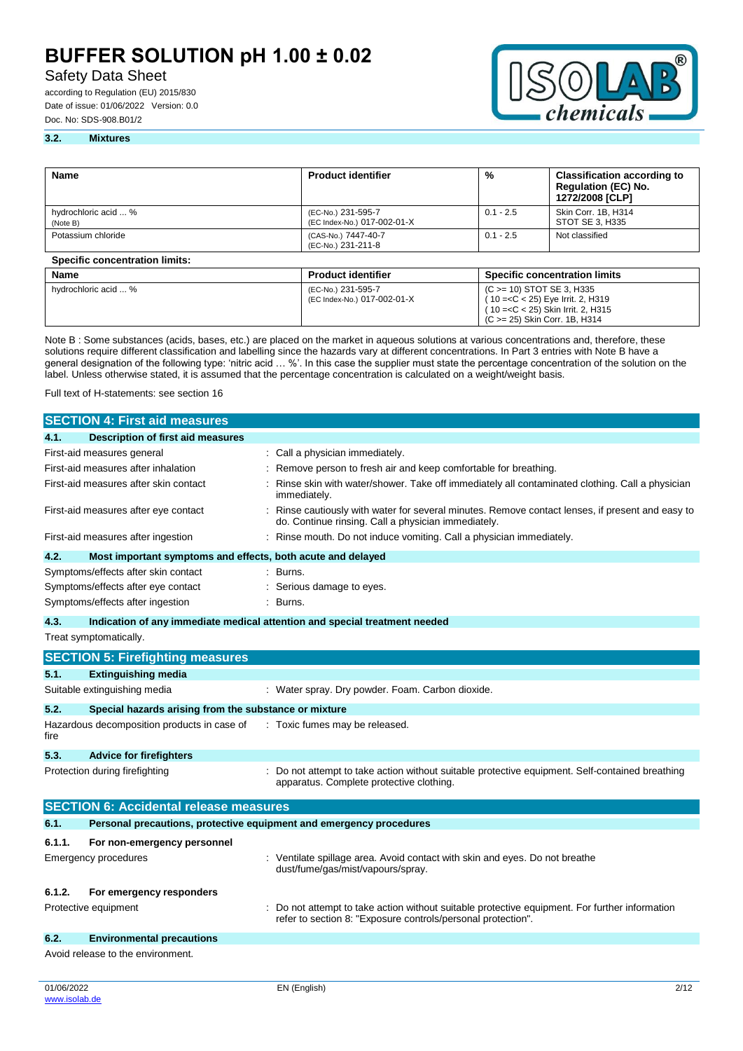### 3.2. Mixtures

| Name | Product identifier | % | Classification according to Regulation (EC) No. 1272/2008 [CLP] |
|---|---|---|---|
| hydrochloric acid ... % (Note B) | (EC-No.) 231-595-7 (EC Index-No.) 017-002-01-X | 0.1 - 2.5 | Skin Corr. 1B, H314 STOT SE 3, H335 |
| Potassium chloride | (CAS-No.) 7447-40-7 (EC-No.) 231-211-8 | 0.1 - 2.5 | Not classified |

**Specific concentration limits:**

| Name | Product identifier | Specific concentration limits |
|---|---|---|
| hydrochloric acid ... % | (EC-No.) 231-595-7 (EC Index-No.) 017-002-01-X | (C >= 10) STOT SE 3, H335 ( 10 =<C < 25) Eye Irrit. 2, H319 ( 10 =<C < 25) Skin Irrit. 2, H315 (C >= 25) Skin Corr. 1B, H314 |

Note B : Some substances (acids, bases, etc.) are placed on the market in aqueous solutions at various concentrations and, therefore, these solutions require different classification and labelling since the hazards vary at different concentrations. In Part 3 entries with Note B have a general designation of the following type: 'nitric acid … %'. In this case the supplier must state the percentage concentration of the solution on the label. Unless otherwise stated, it is assumed that the percentage concentration is calculated on a weight/weight basis.

Full text of H-statements: see section 16

## SECTION 4: First aid measures

### 4.1. Description of first aid measures

First-aid measures general : Call a physician immediately.

First-aid measures after inhalation : Remove person to fresh air and keep comfortable for breathing.

First-aid measures after skin contact : Rinse skin with water/shower. Take off immediately all contaminated clothing. Call a physician immediately.

First-aid measures after eye contact : Rinse cautiously with water for several minutes. Remove contact lenses, if present and easy to do. Continue rinsing. Call a physician immediately.

First-aid measures after ingestion : Rinse mouth. Do not induce vomiting. Call a physician immediately.

### 4.2. Most important symptoms and effects, both acute and delayed

Symptoms/effects after skin contact : Burns.

Symptoms/effects after eye contact : Serious damage to eyes.

Symptoms/effects after ingestion : Burns.

### 4.3. Indication of any immediate medical attention and special treatment needed

Treat symptomatically.

## SECTION 5: Firefighting measures

### 5.1. Extinguishing media

Suitable extinguishing media : Water spray. Dry powder. Foam. Carbon dioxide.

### 5.2. Special hazards arising from the substance or mixture

Hazardous decomposition products in case of fire : Toxic fumes may be released.

### 5.3. Advice for firefighters

Protection during firefighting : Do not attempt to take action without suitable protective equipment. Self-contained breathing apparatus. Complete protective clothing.

## SECTION 6: Accidental release measures

### 6.1. Personal precautions, protective equipment and emergency procedures

#### 6.1.1. For non-emergency personnel

Emergency procedures : Ventilate spillage area. Avoid contact with skin and eyes. Do not breathe dust/fume/gas/mist/vapours/spray.

#### 6.1.2. For emergency responders

Protective equipment : Do not attempt to take action without suitable protective equipment. For further information refer to section 8: "Exposure controls/personal protection".

### 6.2. Environmental precautions

Avoid release to the environment.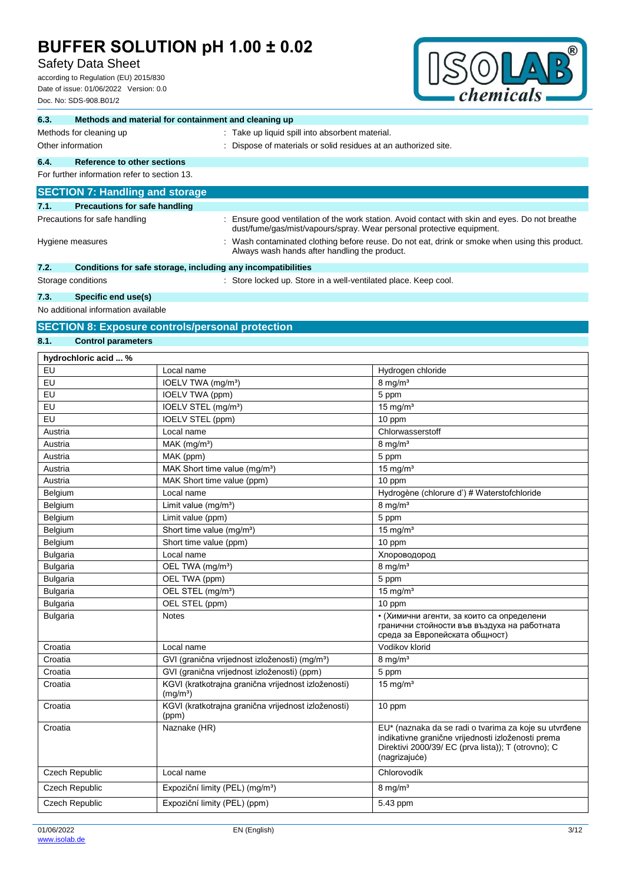### 6.3. Methods and material for containment and cleaning up

Methods for cleaning up : Take up liquid spill into absorbent material.

Other information : Dispose of materials or solid residues at an authorized site.

### 6.4. Reference to other sections

For further information refer to section 13.

## SECTION 7: Handling and storage

### 7.1. Precautions for safe handling

Precautions for safe handling : Ensure good ventilation of the work station. Avoid contact with skin and eyes. Do not breathe dust/fume/gas/mist/vapours/spray. Wear personal protective equipment.

Hygiene measures : Wash contaminated clothing before reuse. Do not eat, drink or smoke when using this product. Always wash hands after handling the product.

### 7.2. Conditions for safe storage, including any incompatibilities

Storage conditions : Store locked up. Store in a well-ventilated place. Keep cool.

### 7.3. Specific end use(s)

No additional information available

## SECTION 8: Exposure controls/personal protection

### 8.1. Control parameters

| hydrochloric acid ... % | | |
|---|---|---|
| EU | Local name | Hydrogen chloride |
| EU | IOELV TWA (mg/m³) | 8 mg/m³ |
| EU | IOELV TWA (ppm) | 5 ppm |
| EU | IOELV STEL (mg/m³) | 15 mg/m³ |
| EU | IOELV STEL (ppm) | 10 ppm |
| Austria | Local name | Chlorwasserstoff |
| Austria | MAK (mg/m³) | 8 mg/m³ |
| Austria | MAK (ppm) | 5 ppm |
| Austria | MAK Short time value (mg/m³) | 15 mg/m³ |
| Austria | MAK Short time value (ppm) | 10 ppm |
| Belgium | Local name | Hydrogène (chlorure d') # Waterstofchloride |
| Belgium | Limit value (mg/m³) | 8 mg/m³ |
| Belgium | Limit value (ppm) | 5 ppm |
| Belgium | Short time value (mg/m³) | 15 mg/m³ |
| Belgium | Short time value (ppm) | 10 ppm |
| Bulgaria | Local name | Хлороводород |
| Bulgaria | OEL TWA (mg/m³) | 8 mg/m³ |
| Bulgaria | OEL TWA (ppm) | 5 ppm |
| Bulgaria | OEL STEL (mg/m³) | 15 mg/m³ |
| Bulgaria | OEL STEL (ppm) | 10 ppm |
| Bulgaria | Notes | • (Химични агенти, за които са определени гранични стойности във въздуха на работната среда за Европейската общност) |
| Croatia | Local name | Vodikov klorid |
| Croatia | GVI (granična vrijednost izloženosti) (mg/m³) | 8 mg/m³ |
| Croatia | GVI (granična vrijednost izloženosti) (ppm) | 5 ppm |
| Croatia | KGVI (kratkotrajna granična vrijednost izloženosti) (mg/m³) | 15 mg/m³ |
| Croatia | KGVI (kratkotrajna granična vrijednost izloženosti) (ppm) | 10 ppm |
| Croatia | Naznake (HR) | EU* (naznaka da se radi o tvarima za koje su utvrđene indikativne granične vrijednosti izloženosti prema Direktivi 2000/39/ EC (prva lista)); T (otrovno); C (nagrizajuće) |
| Czech Republic | Local name | Chlorovodík |
| Czech Republic | Expoziční limity (PEL) (mg/m³) | 8 mg/m³ |
| Czech Republic | Expoziční limity (PEL) (ppm) | 5.43 ppm |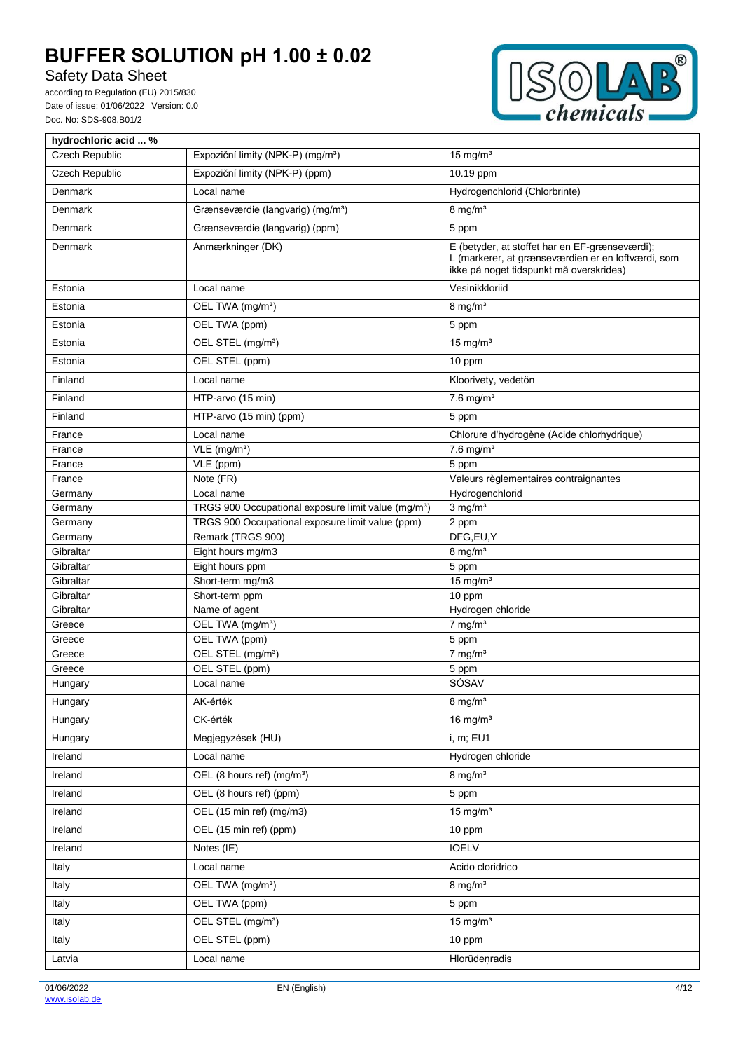| hydrochloric acid ... % | | |
|---|---|---|
| Czech Republic | Expoziční limity (NPK-P) (mg/m³) | 15 mg/m³ |
| Czech Republic | Expoziční limity (NPK-P) (ppm) | 10.19 ppm |
| Denmark | Local name | Hydrogenchlorid (Chlorbrinte) |
| Denmark | Grænseværdie (langvarig) (mg/m³) | 8 mg/m³ |
| Denmark | Grænseværdie (langvarig) (ppm) | 5 ppm |
| Denmark | Anmærkninger (DK) | E (betyder, at stoffet har en EF-grænseværdi); L (markerer, at grænseværdien er en loftværdi, som ikke på noget tidspunkt må overskrides) |
| Estonia | Local name | Vesinikkloriid |
| Estonia | OEL TWA (mg/m³) | 8 mg/m³ |
| Estonia | OEL TWA (ppm) | 5 ppm |
| Estonia | OEL STEL (mg/m³) | 15 mg/m³ |
| Estonia | OEL STEL (ppm) | 10 ppm |
| Finland | Local name | Kloorivety, vedetön |
| Finland | HTP-arvo (15 min) | 7.6 mg/m³ |
| Finland | HTP-arvo (15 min) (ppm) | 5 ppm |
| France | Local name | Chlorure d'hydrogène (Acide chlorhydrique) |
| France | VLE (mg/m³) | 7.6 mg/m³ |
| France | VLE (ppm) | 5 ppm |
| France | Note (FR) | Valeurs règlementaires contraignantes |
| Germany | Local name | Hydrogenchlorid |
| Germany | TRGS 900 Occupational exposure limit value (mg/m³) | 3 mg/m³ |
| Germany | TRGS 900 Occupational exposure limit value (ppm) | 2 ppm |
| Germany | Remark (TRGS 900) | DFG,EU,Y |
| Gibraltar | Eight hours mg/m3 | 8 mg/m³ |
| Gibraltar | Eight hours ppm | 5 ppm |
| Gibraltar | Short-term mg/m3 | 15 mg/m³ |
| Gibraltar | Short-term ppm | 10 ppm |
| Gibraltar | Name of agent | Hydrogen chloride |
| Greece | OEL TWA (mg/m³) | 7 mg/m³ |
| Greece | OEL TWA (ppm) | 5 ppm |
| Greece | OEL STEL (mg/m³) | 7 mg/m³ |
| Greece | OEL STEL (ppm) | 5 ppm |
| Hungary | Local name | SÓSAV |
| Hungary | AK-érték | 8 mg/m³ |
| Hungary | CK-érték | 16 mg/m³ |
| Hungary | Megjegyzések (HU) | i, m; EU1 |
| Ireland | Local name | Hydrogen chloride |
| Ireland | OEL (8 hours ref) (mg/m³) | 8 mg/m³ |
| Ireland | OEL (8 hours ref) (ppm) | 5 ppm |
| Ireland | OEL (15 min ref) (mg/m3) | 15 mg/m³ |
| Ireland | OEL (15 min ref) (ppm) | 10 ppm |
| Ireland | Notes (IE) | IOELV |
| Italy | Local name | Acido cloridrico |
| Italy | OEL TWA (mg/m³) | 8 mg/m³ |
| Italy | OEL TWA (ppm) | 5 ppm |
| Italy | OEL STEL (mg/m³) | 15 mg/m³ |
| Italy | OEL STEL (ppm) | 10 ppm |
| Latvia | Local name | Hlorūdeņradis |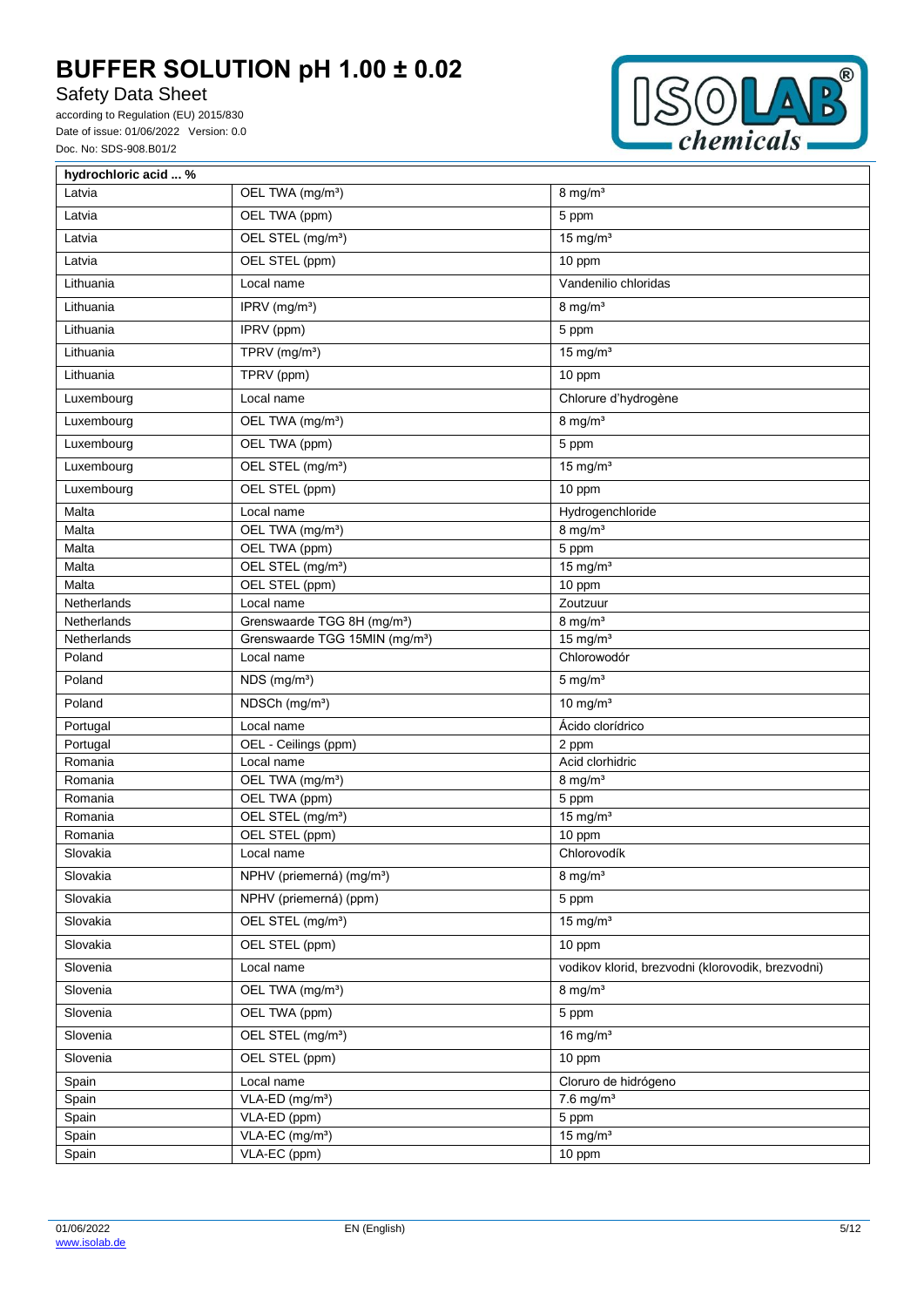| hydrochloric acid ... % | | |
|---|---|---|
| Latvia | OEL TWA (mg/m³) | 8 mg/m³ |
| Latvia | OEL TWA (ppm) | 5 ppm |
| Latvia | OEL STEL (mg/m³) | 15 mg/m³ |
| Latvia | OEL STEL (ppm) | 10 ppm |
| Lithuania | Local name | Vandenilio chloridas |
| Lithuania | IPRV (mg/m³) | 8 mg/m³ |
| Lithuania | IPRV (ppm) | 5 ppm |
| Lithuania | TPRV (mg/m³) | 15 mg/m³ |
| Lithuania | TPRV (ppm) | 10 ppm |
| Luxembourg | Local name | Chlorure d'hydrogène |
| Luxembourg | OEL TWA (mg/m³) | 8 mg/m³ |
| Luxembourg | OEL TWA (ppm) | 5 ppm |
| Luxembourg | OEL STEL (mg/m³) | 15 mg/m³ |
| Luxembourg | OEL STEL (ppm) | 10 ppm |
| Malta | Local name | Hydrogenchloride |
| Malta | OEL TWA (mg/m³) | 8 mg/m³ |
| Malta | OEL TWA (ppm) | 5 ppm |
| Malta | OEL STEL (mg/m³) | 15 mg/m³ |
| Malta | OEL STEL (ppm) | 10 ppm |
| Netherlands | Local name | Zoutzuur |
| Netherlands | Grenswaarde TGG 8H (mg/m³) | 8 mg/m³ |
| Netherlands | Grenswaarde TGG 15MIN (mg/m³) | 15 mg/m³ |
| Poland | Local name | Chlorowodór |
| Poland | NDS (mg/m³) | 5 mg/m³ |
| Poland | NDSCh (mg/m³) | 10 mg/m³ |
| Portugal | Local name | Ácido clorídrico |
| Portugal | OEL - Ceilings (ppm) | 2 ppm |
| Romania | Local name | Acid clorhidric |
| Romania | OEL TWA (mg/m³) | 8 mg/m³ |
| Romania | OEL TWA (ppm) | 5 ppm |
| Romania | OEL STEL (mg/m³) | 15 mg/m³ |
| Romania | OEL STEL (ppm) | 10 ppm |
| Slovakia | Local name | Chlorovodík |
| Slovakia | NPHV (priemerná) (mg/m³) | 8 mg/m³ |
| Slovakia | NPHV (priemerná) (ppm) | 5 ppm |
| Slovakia | OEL STEL (mg/m³) | 15 mg/m³ |
| Slovakia | OEL STEL (ppm) | 10 ppm |
| Slovenia | Local name | vodikov klorid, brezvodni (klorovodik, brezvodni) |
| Slovenia | OEL TWA (mg/m³) | 8 mg/m³ |
| Slovenia | OEL TWA (ppm) | 5 ppm |
| Slovenia | OEL STEL (mg/m³) | 16 mg/m³ |
| Slovenia | OEL STEL (ppm) | 10 ppm |
| Spain | Local name | Cloruro de hidrógeno |
| Spain | VLA-ED (mg/m³) | 7.6 mg/m³ |
| Spain | VLA-ED (ppm) | 5 ppm |
| Spain | VLA-EC (mg/m³) | 15 mg/m³ |
| Spain | VLA-EC (ppm) | 10 ppm |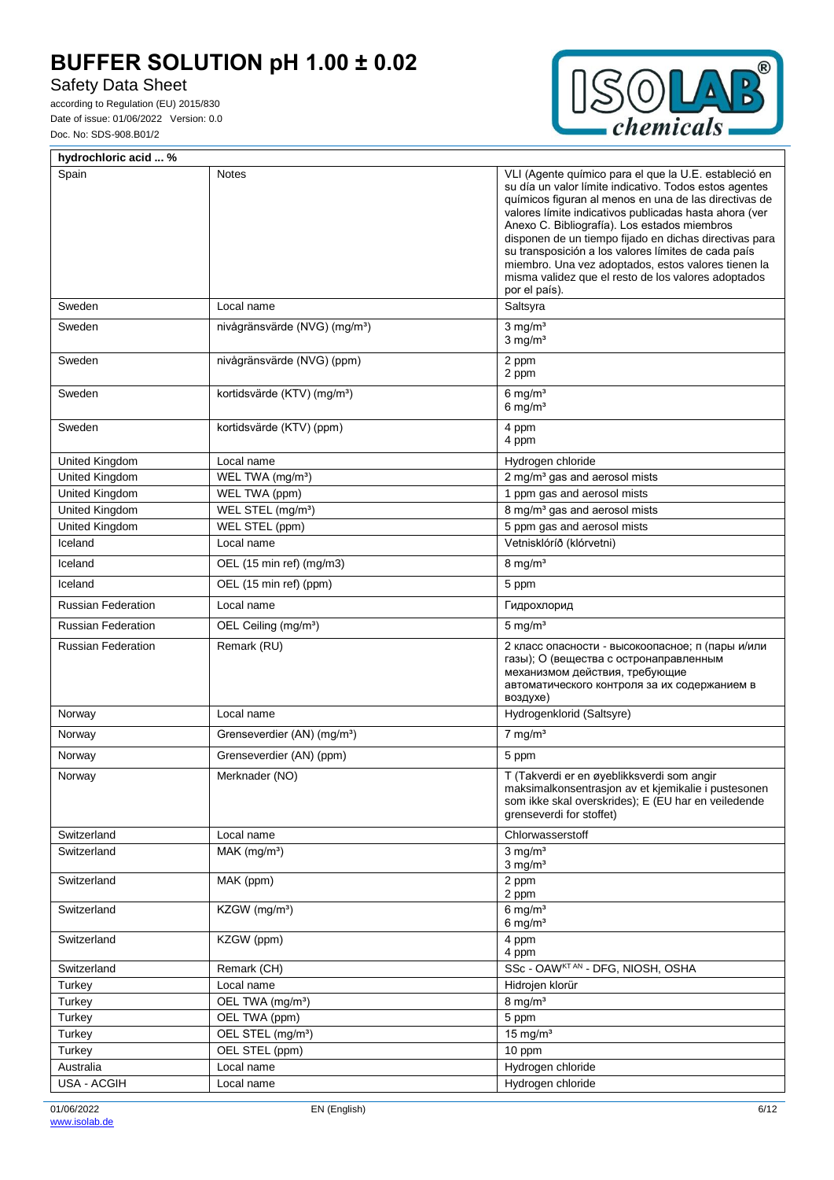| hydrochloric acid ... % | | |
|---|---|---|
| Spain | Notes | VLI (Agente químico para el que la U.E. estableció en su día un valor límite indicativo. Todos estos agentes químicos figuran al menos en una de las directivas de valores límite indicativos publicadas hasta ahora (ver Anexo C. Bibliografía). Los estados miembros disponen de un tiempo fijado en dichas directivas para su transposición a los valores límites de cada país miembro. Una vez adoptados, estos valores tienen la misma validez que el resto de los valores adoptados por el país). |
| Sweden | Local name | Saltsyra |
| Sweden | nivågränsvärde (NVG) (mg/m³) | 3 mg/m³<br>3 mg/m³ |
| Sweden | nivågränsvärde (NVG) (ppm) | 2 ppm<br>2 ppm |
| Sweden | kortidsvärde (KTV) (mg/m³) | 6 mg/m³<br>6 mg/m³ |
| Sweden | kortidsvärde (KTV) (ppm) | 4 ppm<br>4 ppm |
| United Kingdom | Local name | Hydrogen chloride |
| United Kingdom | WEL TWA (mg/m³) | 2 mg/m³ gas and aerosol mists |
| United Kingdom | WEL TWA (ppm) | 1 ppm gas and aerosol mists |
| United Kingdom | WEL STEL (mg/m³) | 8 mg/m³ gas and aerosol mists |
| United Kingdom | WEL STEL (ppm) | 5 ppm gas and aerosol mists |
| Iceland | Local name | Vetnisklóríð (klórvetni) |
| Iceland | OEL (15 min ref) (mg/m3) | 8 mg/m³ |
| Iceland | OEL (15 min ref) (ppm) | 5 ppm |
| Russian Federation | Local name | Гидрохлорид |
| Russian Federation | OEL Ceiling (mg/m³) | 5 mg/m³ |
| Russian Federation | Remark (RU) | 2 класс опасности - высокоопасное; п (пары и/или газы); О (вещества с остронаправленным механизмом действия, требующие автоматического контроля за их содержанием в воздухе) |
| Norway | Local name | Hydrogenklorid (Saltsyre) |
| Norway | Grenseverdier (AN) (mg/m³) | 7 mg/m³ |
| Norway | Grenseverdier (AN) (ppm) | 5 ppm |
| Norway | Merknader (NO) | T (Takverdi er en øyeblikksverdi som angir maksimalkonsentrasjon av et kjemikalie i pustesonen som ikke skal overskrides); E (EU har en veiledende grenseverdi for stoffet) |
| Switzerland | Local name | Chlorwasserstoff |
| Switzerland | MAK (mg/m³) | 3 mg/m³<br>3 mg/m³ |
| Switzerland | MAK (ppm) | 2 ppm<br>2 ppm |
| Switzerland | KZGW (mg/m³) | 6 mg/m³<br>6 mg/m³ |
| Switzerland | KZGW (ppm) | 4 ppm<br>4 ppm |
| Switzerland | Remark (CH) | SSc - OAW[KT AN] - DFG, NIOSH, OSHA |
| Turkey | Local name | Hidrojen klorür |
| Turkey | OEL TWA (mg/m³) | 8 mg/m³ |
| Turkey | OEL TWA (ppm) | 5 ppm |
| Turkey | OEL STEL (mg/m³) | 15 mg/m³ |
| Turkey | OEL STEL (ppm) | 10 ppm |
| Australia | Local name | Hydrogen chloride |
| USA - ACGIH | Local name | Hydrogen chloride |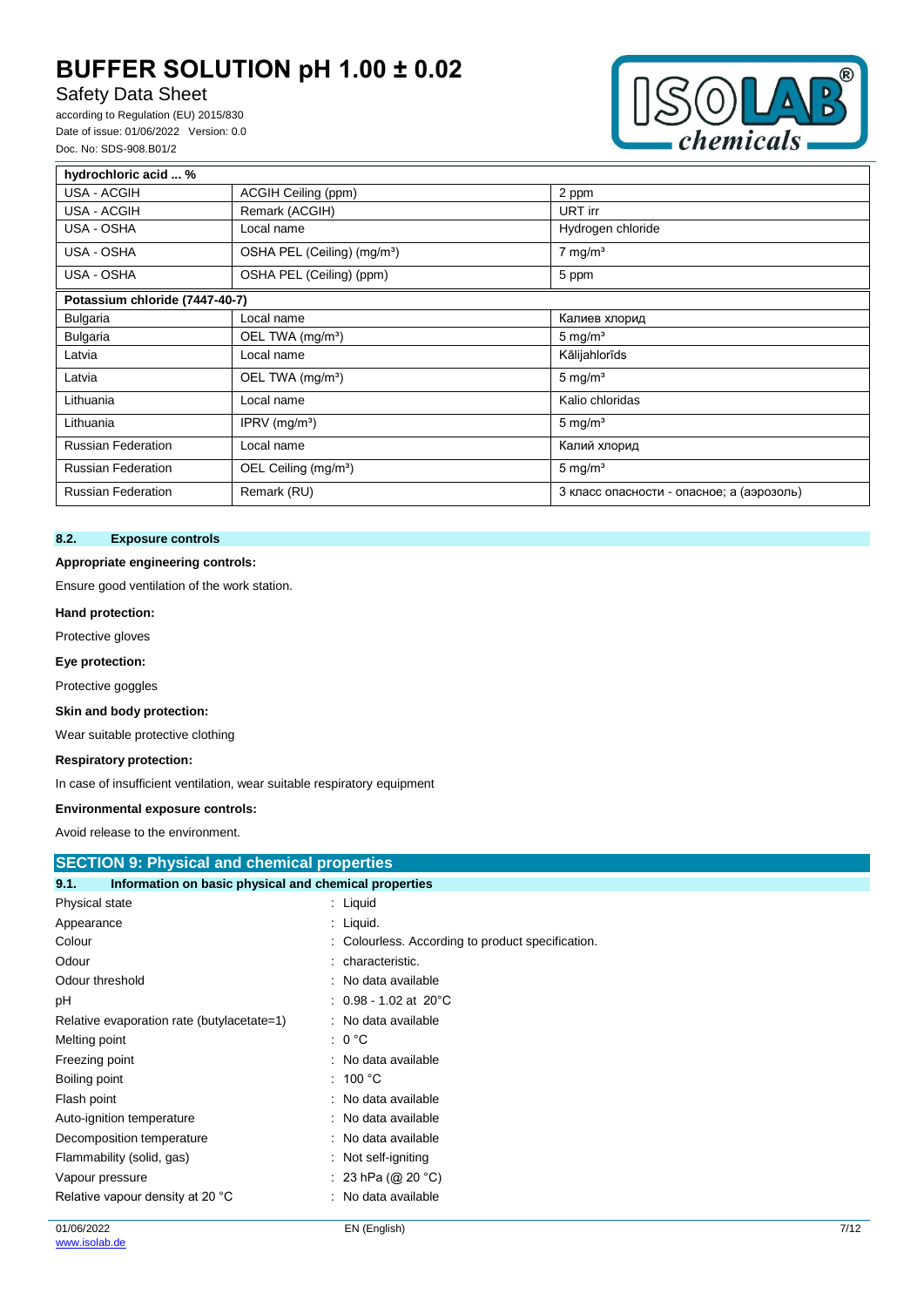| hydrochloric acid ... % | | |
|---|---|---|
| USA - ACGIH | ACGIH Ceiling (ppm) | 2 ppm |
| USA - ACGIH | Remark (ACGIH) | URT irr |
| USA - OSHA | Local name | Hydrogen chloride |
| USA - OSHA | OSHA PEL (Ceiling) (mg/m³) | 7 mg/m³ |
| USA - OSHA | OSHA PEL (Ceiling) (ppm) | 5 ppm |
| **Potassium chloride (7447-40-7)** | | |
| Bulgaria | Local name | Калиев хлорид |
| Bulgaria | OEL TWA (mg/m³) | 5 mg/m³ |
| Latvia | Local name | Kālijahlorīds |
| Latvia | OEL TWA (mg/m³) | 5 mg/m³ |
| Lithuania | Local name | Kalio chloridas |
| Lithuania | IPRV (mg/m³) | 5 mg/m³ |
| Russian Federation | Local name | Калий хлорид |
| Russian Federation | OEL Ceiling (mg/m³) | 5 mg/m³ |
| Russian Federation | Remark (RU) | 3 класс опасности - опасное; а (аэрозоль) |

### 8.2. Exposure controls

**Appropriate engineering controls:**

Ensure good ventilation of the work station.

**Hand protection:**

Protective gloves

**Eye protection:**

Protective goggles

**Skin and body protection:**

Wear suitable protective clothing

**Respiratory protection:**

In case of insufficient ventilation, wear suitable respiratory equipment

**Environmental exposure controls:**

Avoid release to the environment.

## SECTION 9: Physical and chemical properties

### 9.1. Information on basic physical and chemical properties

| | |
|---|---|
| Physical state | : Liquid |
| Appearance | : Liquid. |
| Colour | : Colourless. According to product specification. |
| Odour | : characteristic. |
| Odour threshold | : No data available |
| pH | : 0.98 - 1.02 at 20°C |
| Relative evaporation rate (butylacetate=1) | : No data available |
| Melting point | : 0 °C |
| Freezing point | : No data available |
| Boiling point | : 100 °C |
| Flash point | : No data available |
| Auto-ignition temperature | : No data available |
| Decomposition temperature | : No data available |
| Flammability (solid, gas) | : Not self-igniting |
| Vapour pressure | : 23 hPa (@ 20 °C) |
| Relative vapour density at 20 °C | : No data available |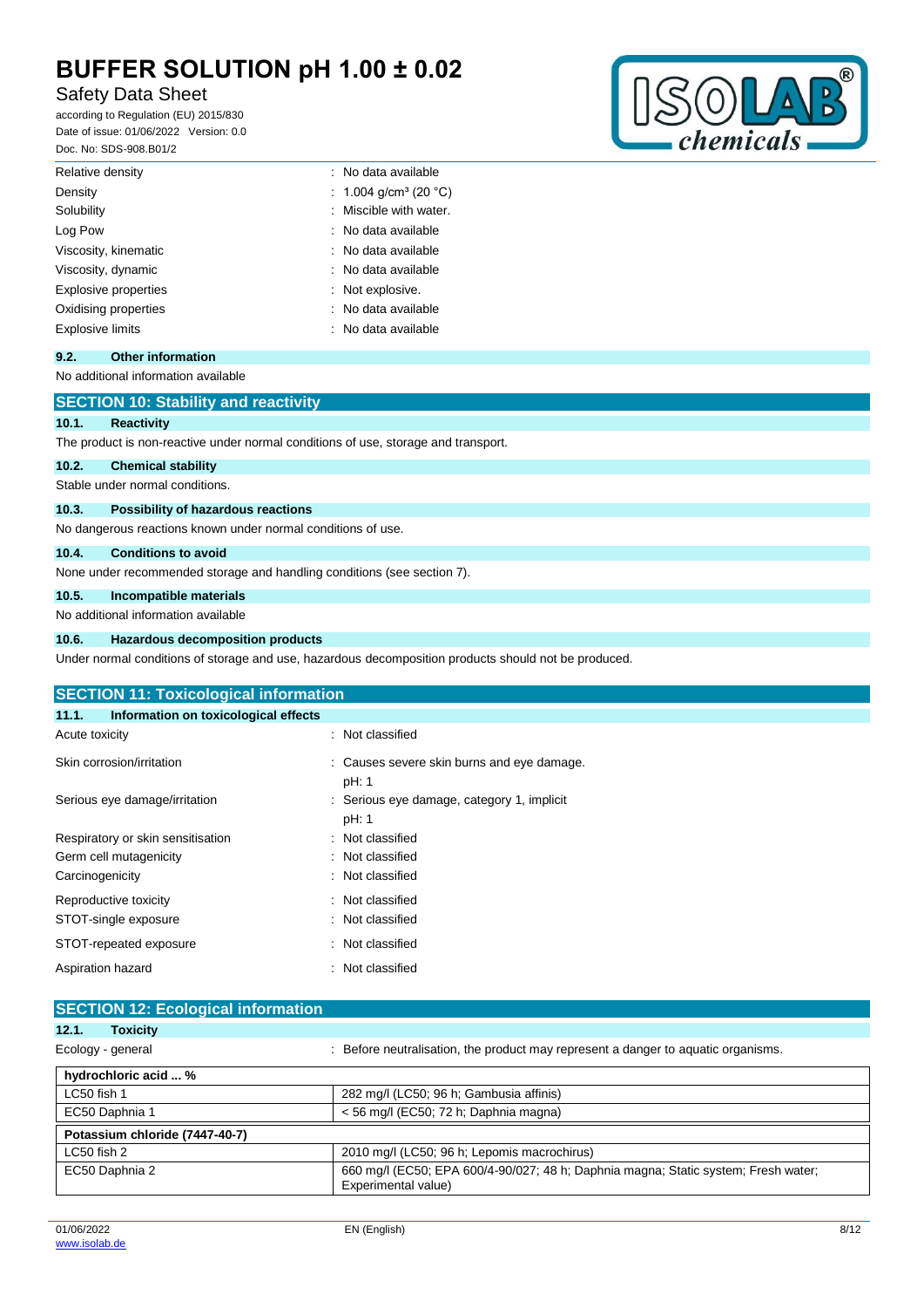| | |
|---|---|
| Relative density | : No data available |
| Density | : 1.004 g/cm³ (20 °C) |
| Solubility | : Miscible with water. |
| Log Pow | : No data available |
| Viscosity, kinematic | : No data available |
| Viscosity, dynamic | : No data available |
| Explosive properties | : Not explosive. |
| Oxidising properties | : No data available |
| Explosive limits | : No data available |

### 9.2. Other information

No additional information available

## SECTION 10: Stability and reactivity

### 10.1. Reactivity

The product is non-reactive under normal conditions of use, storage and transport.

### 10.2. Chemical stability

Stable under normal conditions.

### 10.3. Possibility of hazardous reactions

No dangerous reactions known under normal conditions of use.

### 10.4. Conditions to avoid

None under recommended storage and handling conditions (see section 7).

### 10.5. Incompatible materials

No additional information available

### 10.6. Hazardous decomposition products

Under normal conditions of storage and use, hazardous decomposition products should not be produced.

## SECTION 11: Toxicological information

### 11.1. Information on toxicological effects

| | |
|---|---|
| Acute toxicity | : Not classified |
| Skin corrosion/irritation | : Causes severe skin burns and eye damage.<br>pH: 1 |
| Serious eye damage/irritation | : Serious eye damage, category 1, implicit<br>pH: 1 |
| Respiratory or skin sensitisation | : Not classified |
| Germ cell mutagenicity | : Not classified |
| Carcinogenicity | : Not classified |
| Reproductive toxicity | : Not classified |
| STOT-single exposure | : Not classified |
| STOT-repeated exposure | : Not classified |
| Aspiration hazard | : Not classified |

## SECTION 12: Ecological information

### 12.1. Toxicity

Ecology - general : Before neutralisation, the product may represent a danger to aquatic organisms.

| hydrochloric acid ... % | |
|---|---|
| LC50 fish 1 | 282 mg/l (LC50; 96 h; Gambusia affinis) |
| EC50 Daphnia 1 | < 56 mg/l (EC50; 72 h; Daphnia magna) |
| **Potassium chloride (7447-40-7)** | |
| LC50 fish 2 | 2010 mg/l (LC50; 96 h; Lepomis macrochirus) |
| EC50 Daphnia 2 | 660 mg/l (EC50; EPA 600/4-90/027; 48 h; Daphnia magna; Static system; Fresh water; Experimental value) |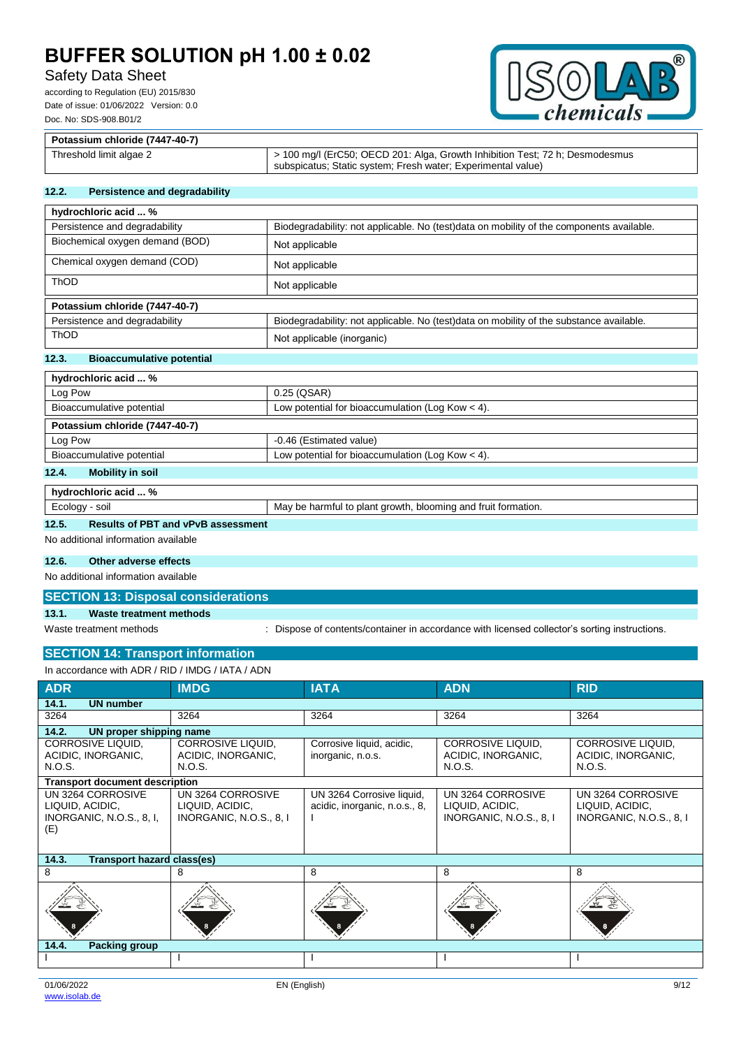| Potassium chloride (7447-40-7) | |
|---|---|
| Threshold limit algae 2 | > 100 mg/l (ErC50; OECD 201: Alga, Growth Inhibition Test; 72 h; Desmodesmus subspicatus; Static system; Fresh water; Experimental value) |

### 12.2. Persistence and degradability

| hydrochloric acid ... % | |
|---|---|
| Persistence and degradability | Biodegradability: not applicable. No (test)data on mobility of the components available. |
| Biochemical oxygen demand (BOD) | Not applicable |
| Chemical oxygen demand (COD) | Not applicable |
| ThOD | Not applicable |

| Potassium chloride (7447-40-7) | |
|---|---|
| Persistence and degradability | Biodegradability: not applicable. No (test)data on mobility of the substance available. |
| ThOD | Not applicable (inorganic) |

### 12.3. Bioaccumulative potential

| hydrochloric acid ... % | |
|---|---|
| Log Pow | 0.25 (QSAR) |
| Bioaccumulative potential | Low potential for bioaccumulation (Log Kow < 4). |

| Potassium chloride (7447-40-7) | |
|---|---|
| Log Pow | -0.46 (Estimated value) |
| Bioaccumulative potential | Low potential for bioaccumulation (Log Kow < 4). |

### 12.4. Mobility in soil

| hydrochloric acid ... % | |
|---|---|
| Ecology - soil | May be harmful to plant growth, blooming and fruit formation. |

### 12.5. Results of PBT and vPvB assessment

No additional information available

### 12.6. Other adverse effects

No additional information available

## SECTION 13: Disposal considerations

### 13.1. Waste treatment methods

Waste treatment methods : Dispose of contents/container in accordance with licensed collector's sorting instructions.

## SECTION 14: Transport information

In accordance with ADR / RID / IMDG / IATA / ADN

| ADR | IMDG | IATA | ADN | RID |
|---|---|---|---|---|
| **14.1. UN number** | | | | |
| 3264 | 3264 | 3264 | 3264 | 3264 |
| **14.2. UN proper shipping name** | | | | |
| CORROSIVE LIQUID, ACIDIC, INORGANIC, N.O.S. | CORROSIVE LIQUID, ACIDIC, INORGANIC, N.O.S. | Corrosive liquid, acidic, inorganic, n.o.s. | CORROSIVE LIQUID, ACIDIC, INORGANIC, N.O.S. | CORROSIVE LIQUID, ACIDIC, INORGANIC, N.O.S. |
| **Transport document description** | | | | |
| UN 3264 CORROSIVE LIQUID, ACIDIC, INORGANIC, N.O.S., 8, I, (E) | UN 3264 CORROSIVE LIQUID, ACIDIC, INORGANIC, N.O.S., 8, I | UN 3264 Corrosive liquid, acidic, inorganic, n.o.s., 8, I | UN 3264 CORROSIVE LIQUID, ACIDIC, INORGANIC, N.O.S., 8, I | UN 3264 CORROSIVE LIQUID, ACIDIC, INORGANIC, N.O.S., 8, I |
| **14.3. Transport hazard class(es)** | | | | |
| 8 | 8 | 8 | 8 | 8 |
| **14.4. Packing group** | | | | |
| I | I | I | I | I |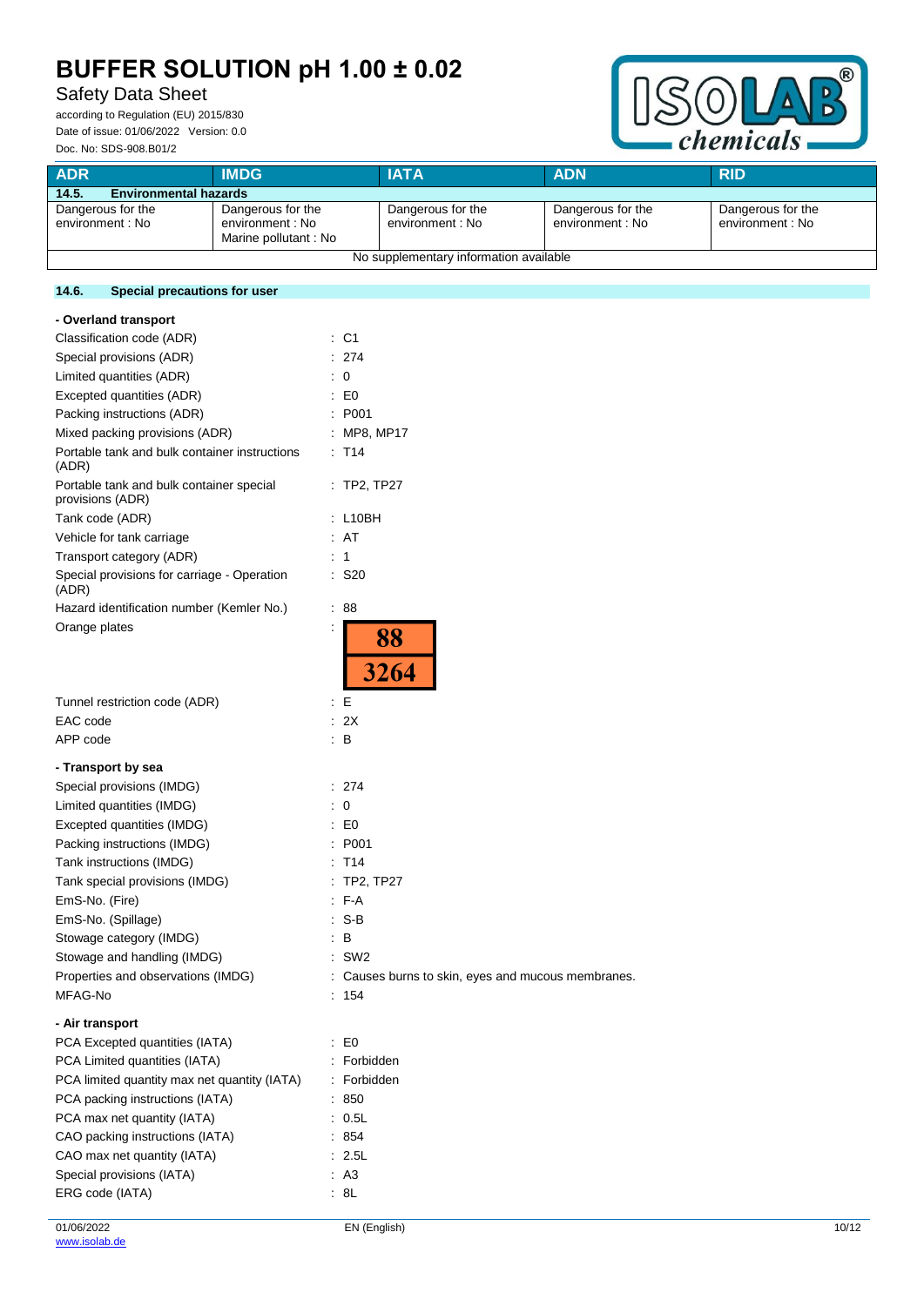| ADR | IMDG | IATA | ADN | RID |
|---|---|---|---|---|
| **14.5. Environmental hazards** | | | | |
| Dangerous for the environment : No | Dangerous for the environment : No<br>Marine pollutant : No | Dangerous for the environment : No | Dangerous for the environment : No | Dangerous for the environment : No |
| No supplementary information available | | | | |

### 14.6. Special precautions for user

**- Overland transport**

| | |
|---|---|
| Classification code (ADR) | : C1 |
| Special provisions (ADR) | : 274 |
| Limited quantities (ADR) | : 0 |
| Excepted quantities (ADR) | : E0 |
| Packing instructions (ADR) | : P001 |
| Mixed packing provisions (ADR) | : MP8, MP17 |
| Portable tank and bulk container instructions (ADR) | : T14 |
| Portable tank and bulk container special provisions (ADR) | : TP2, TP27 |
| Tank code (ADR) | : L10BH |
| Vehicle for tank carriage | : AT |
| Transport category (ADR) | : 1 |
| Special provisions for carriage - Operation (ADR) | : S20 |
| Hazard identification number (Kemler No.) | : 88 |
| Orange plates | : 88 / 3264 |
| Tunnel restriction code (ADR) | : E |
| EAC code | : 2X |
| APP code | : B |

**- Transport by sea**

| | |
|---|---|
| Special provisions (IMDG) | : 274 |
| Limited quantities (IMDG) | : 0 |
| Excepted quantities (IMDG) | : E0 |
| Packing instructions (IMDG) | : P001 |
| Tank instructions (IMDG) | : T14 |
| Tank special provisions (IMDG) | : TP2, TP27 |
| EmS-No. (Fire) | : F-A |
| EmS-No. (Spillage) | : S-B |
| Stowage category (IMDG) | : B |
| Stowage and handling (IMDG) | : SW2 |
| Properties and observations (IMDG) | : Causes burns to skin, eyes and mucous membranes. |
| MFAG-No | : 154 |

**- Air transport**

| | |
|---|---|
| PCA Excepted quantities (IATA) | : E0 |
| PCA Limited quantities (IATA) | : Forbidden |
| PCA limited quantity max net quantity (IATA) | : Forbidden |
| PCA packing instructions (IATA) | : 850 |
| PCA max net quantity (IATA) | : 0.5L |
| CAO packing instructions (IATA) | : 854 |
| CAO max net quantity (IATA) | : 2.5L |
| Special provisions (IATA) | : A3 |
| ERG code (IATA) | : 8L |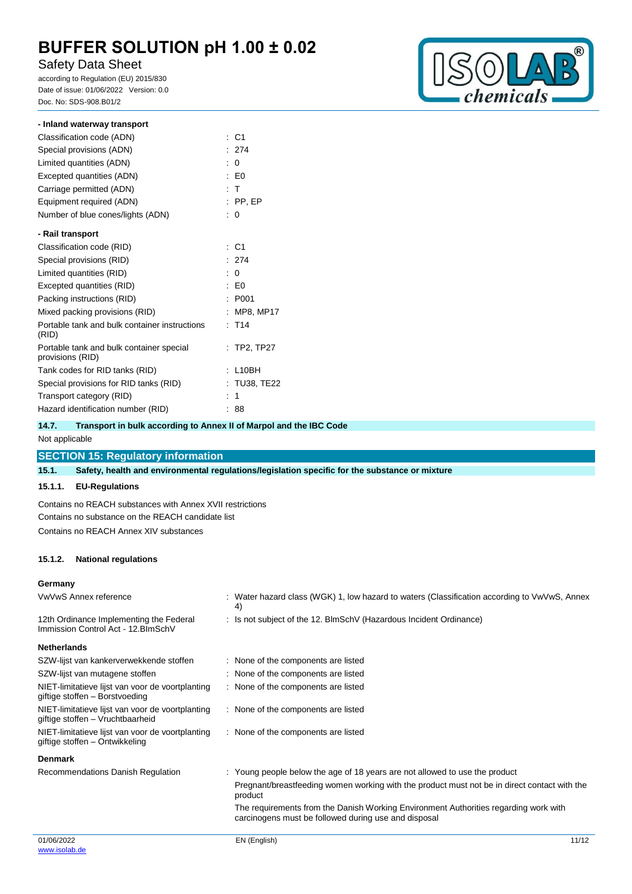**- Inland waterway transport**

| | |
|---|---|
| Classification code (ADN) | : C1 |
| Special provisions (ADN) | : 274 |
| Limited quantities (ADN) | : 0 |
| Excepted quantities (ADN) | : E0 |
| Carriage permitted (ADN) | : T |
| Equipment required (ADN) | : PP, EP |
| Number of blue cones/lights (ADN) | : 0 |

**- Rail transport**

| | |
|---|---|
| Classification code (RID) | : C1 |
| Special provisions (RID) | : 274 |
| Limited quantities (RID) | : 0 |
| Excepted quantities (RID) | : E0 |
| Packing instructions (RID) | : P001 |
| Mixed packing provisions (RID) | : MP8, MP17 |
| Portable tank and bulk container instructions (RID) | : T14 |
| Portable tank and bulk container special provisions (RID) | : TP2, TP27 |
| Tank codes for RID tanks (RID) | : L10BH |
| Special provisions for RID tanks (RID) | : TU38, TE22 |
| Transport category (RID) | : 1 |
| Hazard identification number (RID) | : 88 |

### 14.7. Transport in bulk according to Annex II of Marpol and the IBC Code

Not applicable

## SECTION 15: Regulatory information

### 15.1. Safety, health and environmental regulations/legislation specific for the substance or mixture

#### 15.1.1. EU-Regulations

Contains no REACH substances with Annex XVII restrictions

Contains no substance on the REACH candidate list

Contains no REACH Annex XIV substances

#### 15.1.2. National regulations

**Germany**

| | |
|---|---|
| VwVwS Annex reference | : Water hazard class (WGK) 1, low hazard to waters (Classification according to VwVwS, Annex 4) |
| 12th Ordinance Implementing the Federal Immission Control Act - 12.BImSchV | : Is not subject of the 12. BlmSchV (Hazardous Incident Ordinance) |

**Netherlands**

| | |
|---|---|
| SZW-lijst van kankerverwekkende stoffen | : None of the components are listed |
| SZW-lijst van mutagene stoffen | : None of the components are listed |
| NIET-limitatieve lijst van voor de voortplanting giftige stoffen – Borstvoeding | : None of the components are listed |
| NIET-limitatieve lijst van voor de voortplanting giftige stoffen – Vruchtbaarheid | : None of the components are listed |
| NIET-limitatieve lijst van voor de voortplanting giftige stoffen – Ontwikkeling | : None of the components are listed |

**Denmark**

| | |
|---|---|
| Recommendations Danish Regulation | : Young people below the age of 18 years are not allowed to use the product<br>Pregnant/breastfeeding women working with the product must not be in direct contact with the product<br>The requirements from the Danish Working Environment Authorities regarding work with carcinogens must be followed during use and disposal |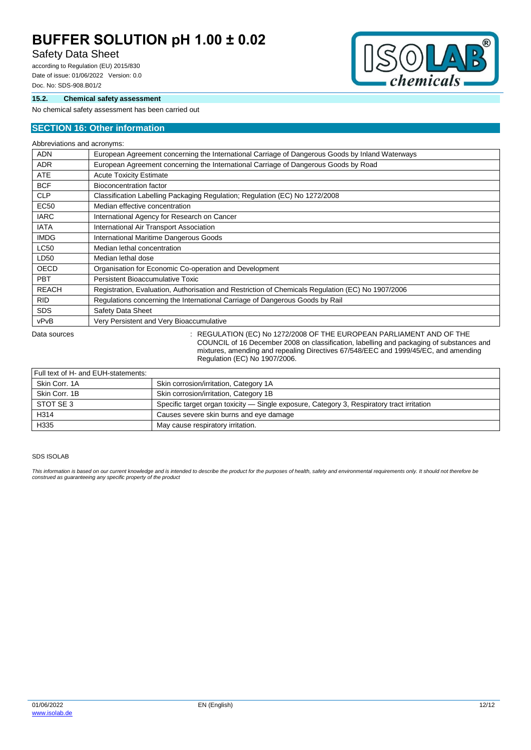### 15.2. Chemical safety assessment

No chemical safety assessment has been carried out

## SECTION 16: Other information

Abbreviations and acronyms:

| | |
|---|---|
| ADN | European Agreement concerning the International Carriage of Dangerous Goods by Inland Waterways |
| ADR | European Agreement concerning the International Carriage of Dangerous Goods by Road |
| ATE | Acute Toxicity Estimate |
| BCF | Bioconcentration factor |
| CLP | Classification Labelling Packaging Regulation; Regulation (EC) No 1272/2008 |
| EC50 | Median effective concentration |
| IARC | International Agency for Research on Cancer |
| IATA | International Air Transport Association |
| IMDG | International Maritime Dangerous Goods |
| LC50 | Median lethal concentration |
| LD50 | Median lethal dose |
| OECD | Organisation for Economic Co-operation and Development |
| PBT | Persistent Bioaccumulative Toxic |
| REACH | Registration, Evaluation, Authorisation and Restriction of Chemicals Regulation (EC) No 1907/2006 |
| RID | Regulations concerning the International Carriage of Dangerous Goods by Rail |
| SDS | Safety Data Sheet |
| vPvB | Very Persistent and Very Bioaccumulative |

Data sources : REGULATION (EC) No 1272/2008 OF THE EUROPEAN PARLIAMENT AND OF THE COUNCIL of 16 December 2008 on classification, labelling and packaging of substances and mixtures, amending and repealing Directives 67/548/EEC and 1999/45/EC, and amending Regulation (EC) No 1907/2006.

| Full text of H- and EUH-statements: | |
|---|---|
| Skin Corr. 1A | Skin corrosion/irritation, Category 1A |
| Skin Corr. 1B | Skin corrosion/irritation, Category 1B |
| STOT SE 3 | Specific target organ toxicity — Single exposure, Category 3, Respiratory tract irritation |
| H314 | Causes severe skin burns and eye damage |
| H335 | May cause respiratory irritation. |

SDS ISOLAB

*This information is based on our current knowledge and is intended to describe the product for the purposes of health, safety and environmental requirements only. It should not therefore be construed as guaranteeing any specific property of the product*